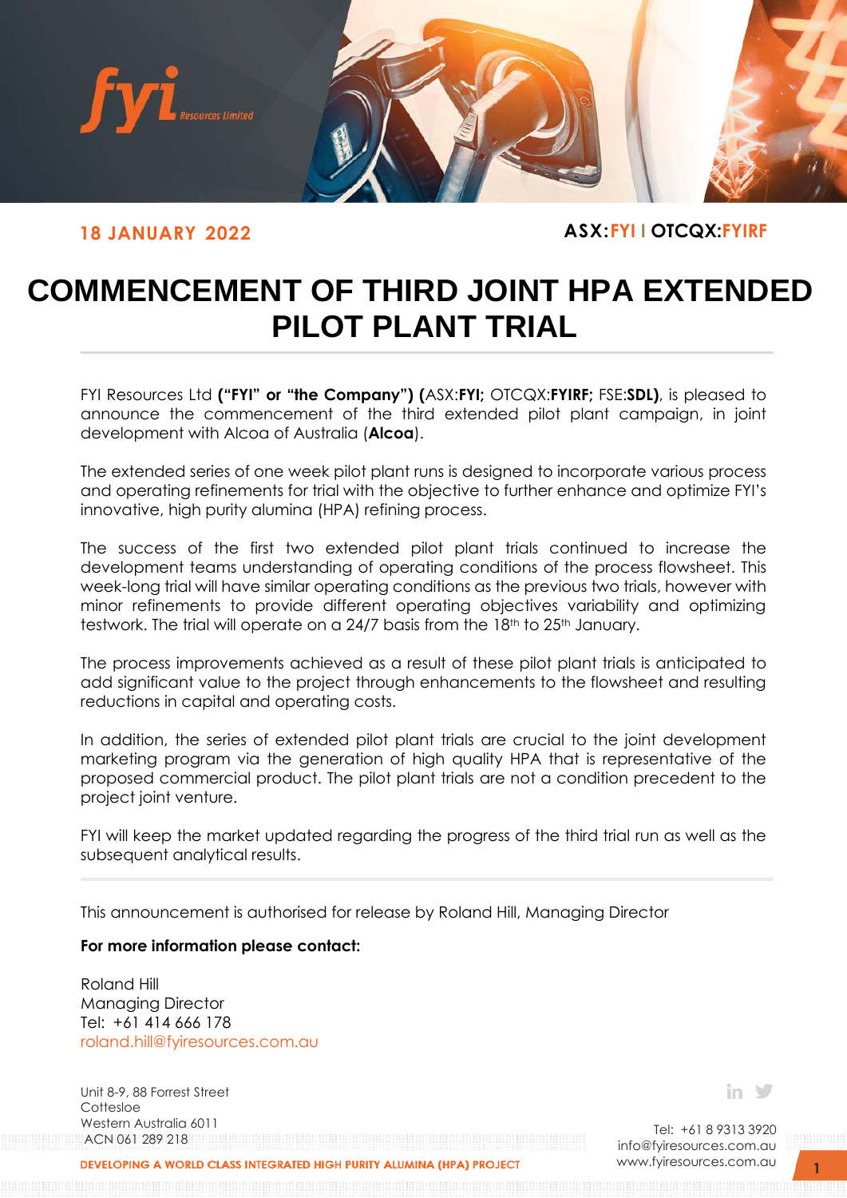**18 JANUARY 2022**

**ASX:FYI | OTCQX:FYIRF**

# COMMENCEMENT OF THIRD JOINT HPA EXTENDED PILOT PLANT TRIAL

FYI Resources Ltd **("FYI" or "the Company") (**ASX:**FYI;** OTCQX:**FYIRF;** FSE:**SDL)**, is pleased to announce the commencement of the third extended pilot plant campaign, in joint development with Alcoa of Australia (**Alcoa**).

The extended series of one week pilot plant runs is designed to incorporate various process and operating refinements for trial with the objective to further enhance and optimize FYI's innovative, high purity alumina (HPA) refining process.

The success of the first two extended pilot plant trials continued to increase the development teams understanding of operating conditions of the process flowsheet. This week-long trial will have similar operating conditions as the previous two trials, however with minor refinements to provide different operating objectives variability and optimizing testwork. The trial will operate on a 24/7 basis from the 18th to 25th January.

The process improvements achieved as a result of these pilot plant trials is anticipated to add significant value to the project through enhancements to the flowsheet and resulting reductions in capital and operating costs.

In addition, the series of extended pilot plant trials are crucial to the joint development marketing program via the generation of high quality HPA that is representative of the proposed commercial product. The pilot plant trials are not a condition precedent to the project joint venture.

FYI will keep the market updated regarding the progress of the third trial run as well as the subsequent analytical results.

---

This announcement is authorised for release by Roland Hill, Managing Director

**For more information please contact:**

Roland Hill
Managing Director
Tel: +61 414 666 178
roland.hill@fyiresources.com.au

Unit 8-9, 88 Forrest Street
Cottesloe
Western Australia 6011
ACN 061 289 218

Tel: +61 8 9313 3920
info@fyiresources.com.au
www.fyiresources.com.au

DEVELOPING A WORLD CLASS INTEGRATED HIGH PURITY ALUMINA (HPA) PROJECT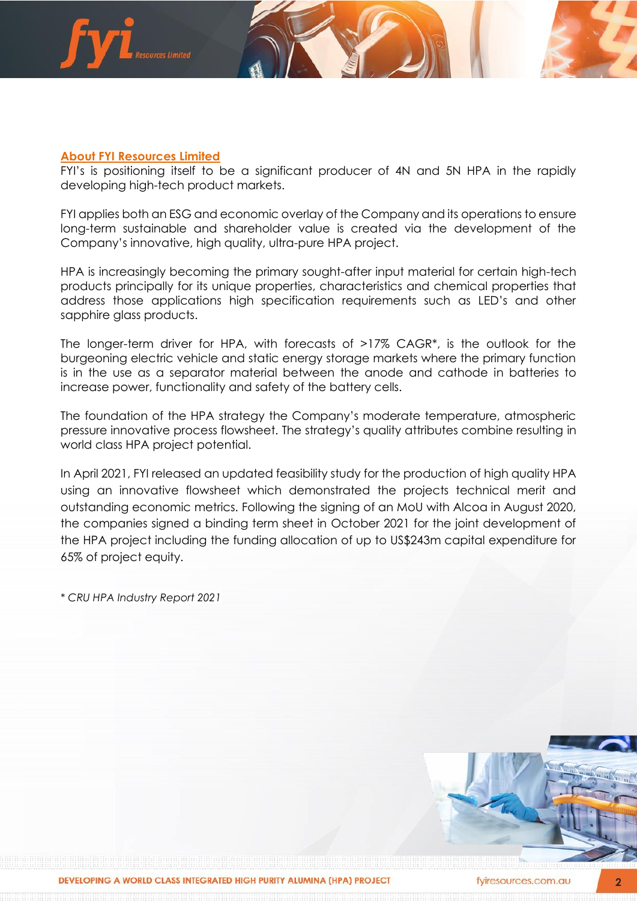## About FYI Resources Limited

FYI's is positioning itself to be a significant producer of 4N and 5N HPA in the rapidly developing high-tech product markets.

FYI applies both an ESG and economic overlay of the Company and its operations to ensure long-term sustainable and shareholder value is created via the development of the Company's innovative, high quality, ultra-pure HPA project.

HPA is increasingly becoming the primary sought-after input material for certain high-tech products principally for its unique properties, characteristics and chemical properties that address those applications high specification requirements such as LED's and other sapphire glass products.

The longer-term driver for HPA, with forecasts of >17% CAGR*, is the outlook for the burgeoning electric vehicle and static energy storage markets where the primary function is in the use as a separator material between the anode and cathode in batteries to increase power, functionality and safety of the battery cells.

The foundation of the HPA strategy the Company's moderate temperature, atmospheric pressure innovative process flowsheet. The strategy's quality attributes combine resulting in world class HPA project potential.

In April 2021, FYI released an updated feasibility study for the production of high quality HPA using an innovative flowsheet which demonstrated the projects technical merit and outstanding economic metrics. Following the signing of an MoU with Alcoa in August 2020, the companies signed a binding term sheet in October 2021 for the joint development of the HPA project including the funding allocation of up to US$243m capital expenditure for 65% of project equity.

*\* CRU HPA Industry Report 2021*